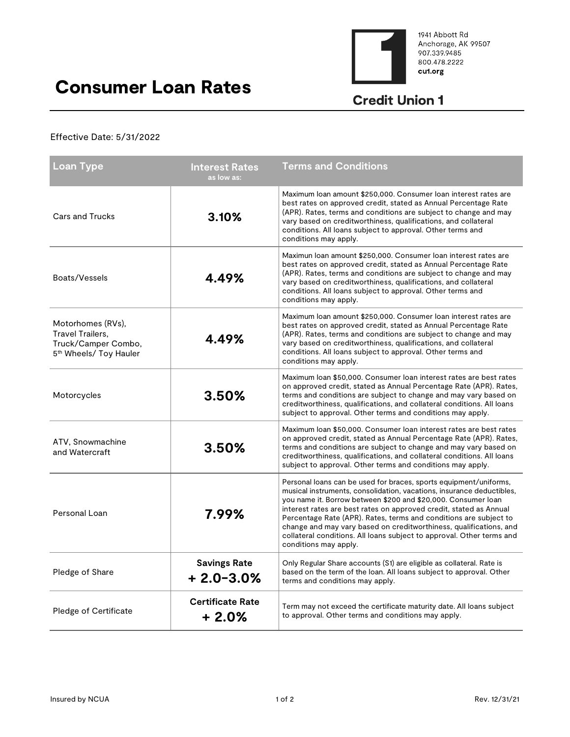# Consumer Loan Rates

1941 Abbott Rd
Anchorage, AK 99507
907.339.9485
800.478.2222
cu1.org

**Credit Union 1**

Effective Date: 5/31/2022

| Loan Type | Interest Rates as low as: | Terms and Conditions |
|---|---|---|
| Cars and Trucks | **3.10%** | Maximum loan amount $250,000. Consumer loan interest rates are best rates on approved credit, stated as Annual Percentage Rate (APR). Rates, terms and conditions are subject to change and may vary based on creditworthiness, qualifications, and collateral conditions. All loans subject to approval. Other terms and conditions may apply. |
| Boats/Vessels | **4.49%** | Maximun loan amount $250,000. Consumer loan interest rates are best rates on approved credit, stated as Annual Percentage Rate (APR). Rates, terms and conditions are subject to change and may vary based on creditworthiness, qualifications, and collateral conditions. All loans subject to approval. Other terms and conditions may apply. |
| Motorhomes (RVs), Travel Trailers, Truck/Camper Combo, 5th Wheels/ Toy Hauler | **4.49%** | Maximum loan amount $250,000. Consumer loan interest rates are best rates on approved credit, stated as Annual Percentage Rate (APR). Rates, terms and conditions are subject to change and may vary based on creditworthiness, qualifications, and collateral conditions. All loans subject to approval. Other terms and conditions may apply. |
| Motorcycles | **3.50%** | Maximum loan $50,000. Consumer loan interest rates are best rates on approved credit, stated as Annual Percentage Rate (APR). Rates, terms and conditions are subject to change and may vary based on creditworthiness, qualifications, and collateral conditions. All loans subject to approval. Other terms and conditions may apply. |
| ATV, Snowmachine and Watercraft | **3.50%** | Maximum loan $50,000. Consumer loan interest rates are best rates on approved credit, stated as Annual Percentage Rate (APR). Rates, terms and conditions are subject to change and may vary based on creditworthiness, qualifications, and collateral conditions. All loans subject to approval. Other terms and conditions may apply. |
| Personal Loan | **7.99%** | Personal loans can be used for braces, sports equipment/uniforms, musical instruments, consolidation, vacations, insurance deductibles, you name it. Borrow between $200 and $20,000. Consumer loan interest rates are best rates on approved credit, stated as Annual Percentage Rate (APR). Rates, terms and conditions are subject to change and may vary based on creditworthiness, qualifications, and collateral conditions. All loans subject to approval. Other terms and conditions may apply. |
| Pledge of Share | **Savings Rate + 2.0-3.0%** | Only Regular Share accounts (S1) are eligible as collateral. Rate is based on the term of the loan. All loans subject to approval. Other terms and conditions may apply. |
| Pledge of Certificate | **Certificate Rate + 2.0%** | Term may not exceed the certificate maturity date. All loans subject to approval. Other terms and conditions may apply. |

Insured by NCUA

Rev. 12/31/21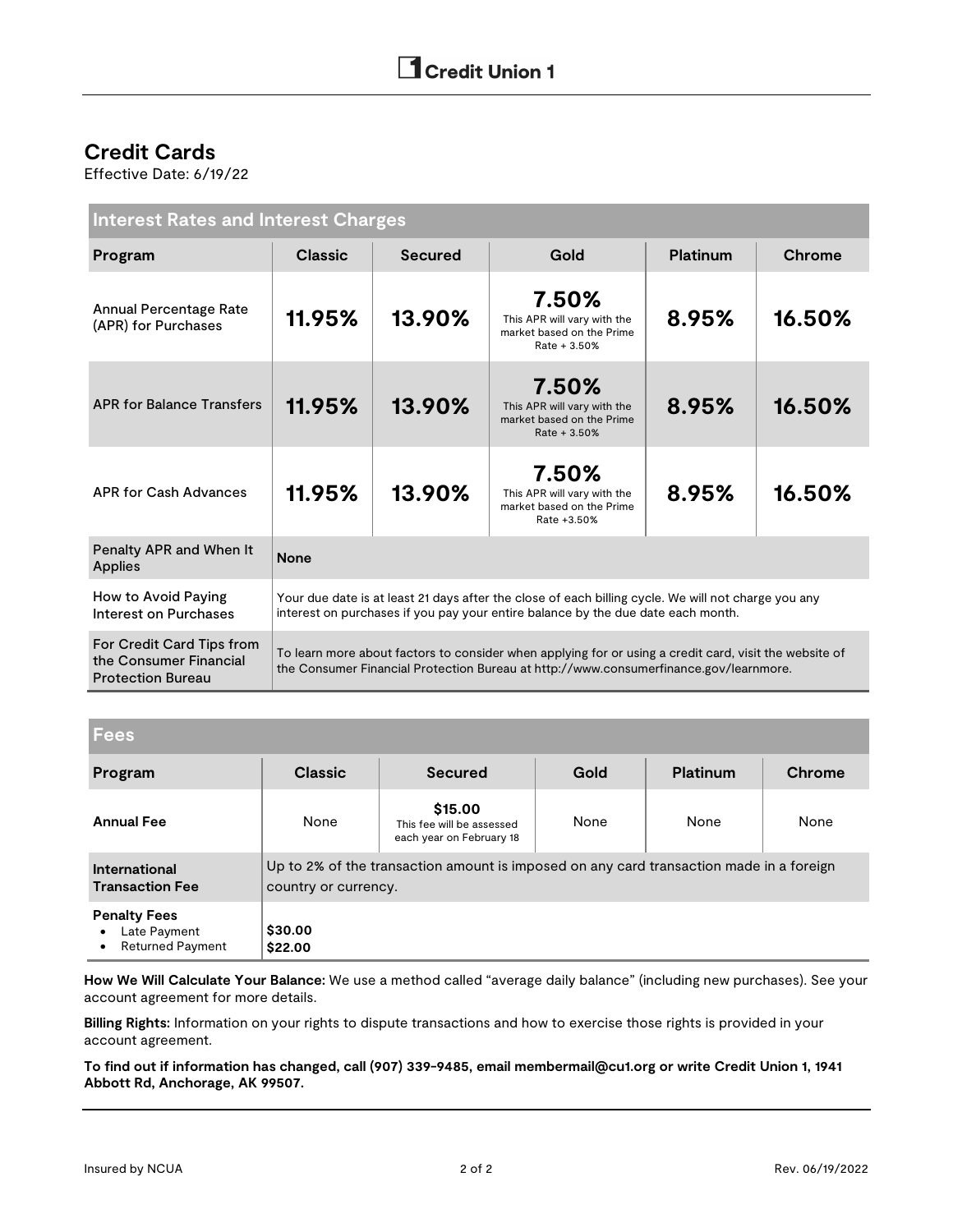# Credit Union 1

## Credit Cards

Effective Date: 6/19/22

| Interest Rates and Interest Charges | | | | | |
|---|---|---|---|---|---|
| **Program** | **Classic** | **Secured** | **Gold** | **Platinum** | **Chrome** |
| Annual Percentage Rate (APR) for Purchases | **11.95%** | **13.90%** | **7.50%** This APR will vary with the market based on the Prime Rate + 3.50% | **8.95%** | **16.50%** |
| APR for Balance Transfers | **11.95%** | **13.90%** | **7.50%** This APR will vary with the market based on the Prime Rate + 3.50% | **8.95%** | **16.50%** |
| APR for Cash Advances | **11.95%** | **13.90%** | **7.50%** This APR will vary with the market based on the Prime Rate +3.50% | **8.95%** | **16.50%** |
| Penalty APR and When It Applies | **None** | | | | |
| How to Avoid Paying Interest on Purchases | Your due date is at least 21 days after the close of each billing cycle. We will not charge you any interest on purchases if you pay your entire balance by the due date each month. | | | | |
| For Credit Card Tips from the Consumer Financial Protection Bureau | To learn more about factors to consider when applying for or using a credit card, visit the website of the Consumer Financial Protection Bureau at http://www.consumerfinance.gov/learnmore. | | | | |

| Fees | | | | | |
|---|---|---|---|---|---|
| **Program** | **Classic** | **Secured** | **Gold** | **Platinum** | **Chrome** |
| **Annual Fee** | None | **$15.00** This fee will be assessed each year on February 18 | None | None | None |
| **International Transaction Fee** | Up to 2% of the transaction amount is imposed on any card transaction made in a foreign country or currency. | | | | |
| **Penalty Fees**<br>• Late Payment<br>• Returned Payment | **$30.00**<br>**$22.00** | | | | |

**How We Will Calculate Your Balance:** We use a method called "average daily balance" (including new purchases). See your account agreement for more details.

**Billing Rights:** Information on your rights to dispute transactions and how to exercise those rights is provided in your account agreement.

**To find out if information has changed, call (907) 339-9485, email membermail@cu1.org or write Credit Union 1, 1941 Abbott Rd, Anchorage, AK 99507.**

Insured by NCUA

Rev. 06/19/2022